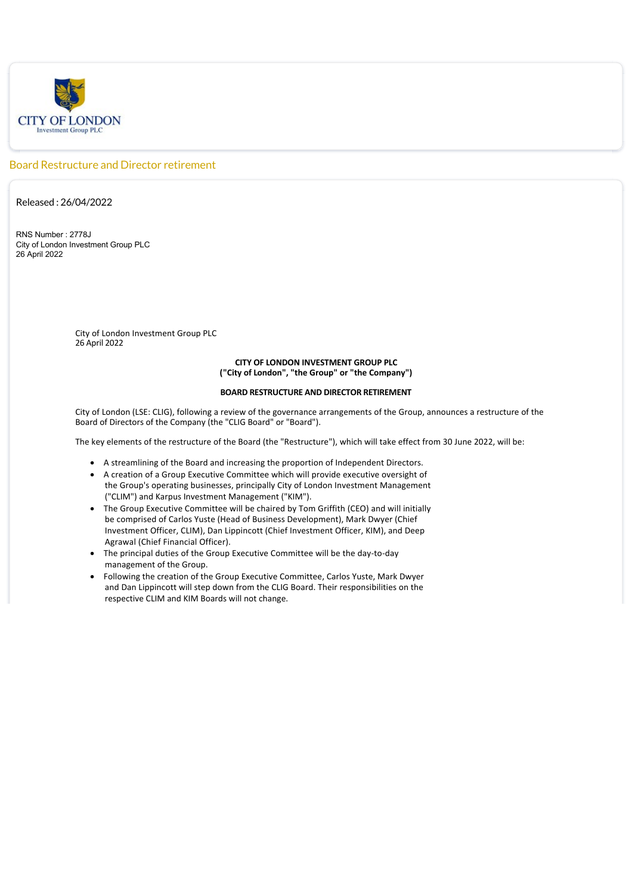CITY OF LONDON
Investment Group PLC

## Board Restructure and Director retirement

Released : 26/04/2022

RNS Number : 2778J
City of London Investment Group PLC
26 April 2022

City of London Investment Group PLC
26 April 2022

**CITY OF LONDON INVESTMENT GROUP PLC**
**("City of London", "the Group" or "the Company")**

**BOARD RESTRUCTURE AND DIRECTOR RETIREMENT**

City of London (LSE: CLIG), following a review of the governance arrangements of the Group, announces a restructure of the Board of Directors of the Company (the "CLIG Board" or "Board").

The key elements of the restructure of the Board (the "Restructure"), which will take effect from 30 June 2022, will be:

- A streamlining of the Board and increasing the proportion of Independent Directors.
- A creation of a Group Executive Committee which will provide executive oversight of the Group's operating businesses, principally City of London Investment Management ("CLIM") and Karpus Investment Management ("KIM").
- The Group Executive Committee will be chaired by Tom Griffith (CEO) and will initially be comprised of Carlos Yuste (Head of Business Development), Mark Dwyer (Chief Investment Officer, CLIM), Dan Lippincott (Chief Investment Officer, KIM), and Deep Agrawal (Chief Financial Officer).
- The principal duties of the Group Executive Committee will be the day-to-day management of the Group.
- Following the creation of the Group Executive Committee, Carlos Yuste, Mark Dwyer and Dan Lippincott will step down from the CLIG Board. Their responsibilities on the respective CLIM and KIM Boards will not change.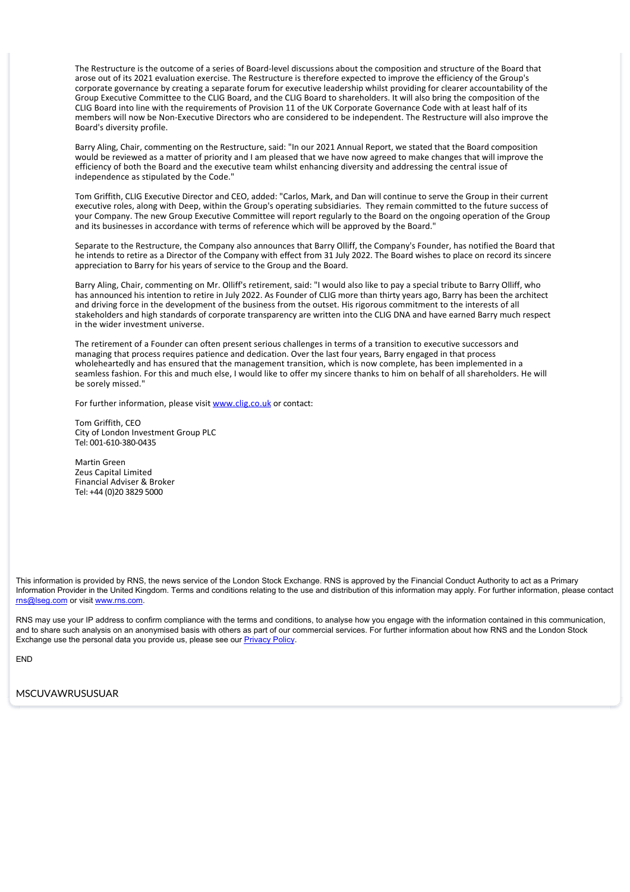The Restructure is the outcome of a series of Board-level discussions about the composition and structure of the Board that arose out of its 2021 evaluation exercise. The Restructure is therefore expected to improve the efficiency of the Group's corporate governance by creating a separate forum for executive leadership whilst providing for clearer accountability of the Group Executive Committee to the CLIG Board, and the CLIG Board to shareholders. It will also bring the composition of the CLIG Board into line with the requirements of Provision 11 of the UK Corporate Governance Code with at least half of its members will now be Non-Executive Directors who are considered to be independent. The Restructure will also improve the Board's diversity profile.

Barry Aling, Chair, commenting on the Restructure, said: "In our 2021 Annual Report, we stated that the Board composition would be reviewed as a matter of priority and I am pleased that we have now agreed to make changes that will improve the efficiency of both the Board and the executive team whilst enhancing diversity and addressing the central issue of independence as stipulated by the Code."

Tom Griffith, CLIG Executive Director and CEO, added: "Carlos, Mark, and Dan will continue to serve the Group in their current executive roles, along with Deep, within the Group's operating subsidiaries. They remain committed to the future success of your Company. The new Group Executive Committee will report regularly to the Board on the ongoing operation of the Group and its businesses in accordance with terms of reference which will be approved by the Board."

Separate to the Restructure, the Company also announces that Barry Olliff, the Company's Founder, has notified the Board that he intends to retire as a Director of the Company with effect from 31 July 2022. The Board wishes to place on record its sincere appreciation to Barry for his years of service to the Group and the Board.

Barry Aling, Chair, commenting on Mr. Olliff's retirement, said: "I would also like to pay a special tribute to Barry Olliff, who has announced his intention to retire in July 2022. As Founder of CLIG more than thirty years ago, Barry has been the architect and driving force in the development of the business from the outset. His rigorous commitment to the interests of all stakeholders and high standards of corporate transparency are written into the CLIG DNA and have earned Barry much respect in the wider investment universe.

The retirement of a Founder can often present serious challenges in terms of a transition to executive successors and managing that process requires patience and dedication. Over the last four years, Barry engaged in that process wholeheartedly and has ensured that the management transition, which is now complete, has been implemented in a seamless fashion. For this and much else, I would like to offer my sincere thanks to him on behalf of all shareholders. He will be sorely missed."

For further information, please visit www.clig.co.uk or contact:

Tom Griffith, CEO
City of London Investment Group PLC
Tel: 001-610-380-0435

Martin Green
Zeus Capital Limited
Financial Adviser & Broker
Tel: +44 (0)20 3829 5000

This information is provided by RNS, the news service of the London Stock Exchange. RNS is approved by the Financial Conduct Authority to act as a Primary Information Provider in the United Kingdom. Terms and conditions relating to the use and distribution of this information may apply. For further information, please contact rns@lseg.com or visit www.rns.com.

RNS may use your IP address to confirm compliance with the terms and conditions, to analyse how you engage with the information contained in this communication, and to share such analysis on an anonymised basis with others as part of our commercial services. For further information about how RNS and the London Stock Exchange use the personal data you provide us, please see our Privacy Policy.

END

MSCUVAWRUSUSUAR